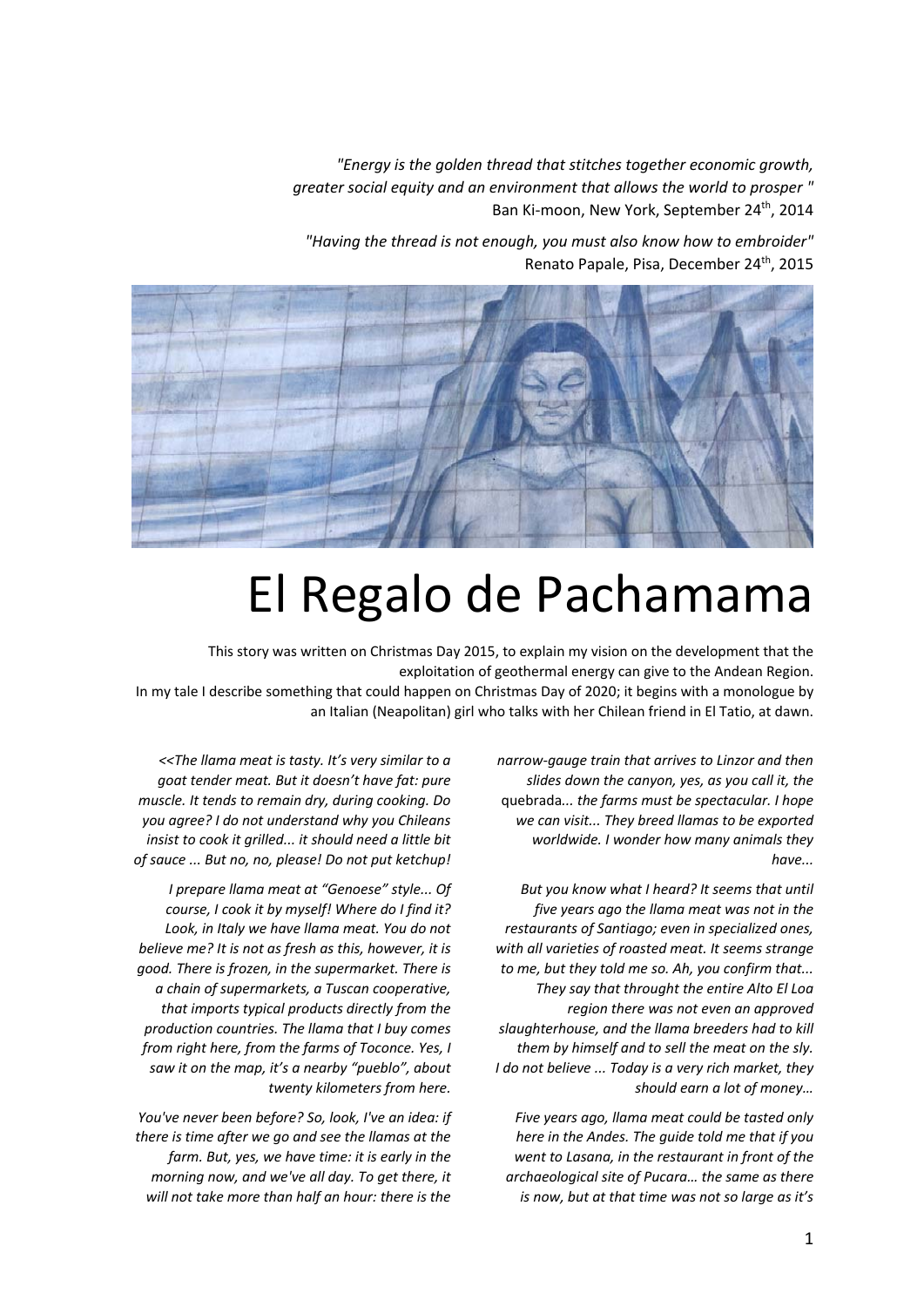*"Energy is the golden thread that stitches together economic growth, greater social equity and an environment that allows the world to prosper "*
Ban Ki-moon, New York, September 24th, 2014

*"Having the thread is not enough, you must also know how to embroider"*
Renato Papale, Pisa, December 24th, 2015

# El Regalo de Pachamama

This story was written on Christmas Day 2015, to explain my vision on the development that the exploitation of geothermal energy can give to the Andean Region.
In my tale I describe something that could happen on Christmas Day of 2020; it begins with a monologue by an Italian (Neapolitan) girl who talks with her Chilean friend in El Tatio, at dawn.

*<<The llama meat is tasty. It's very similar to a goat tender meat. But it doesn't have fat: pure muscle. It tends to remain dry, during cooking. Do you agree? I do not understand why you Chileans insist to cook it grilled... it should need a little bit of sauce ... But no, no, please! Do not put ketchup!*

*I prepare llama meat at "Genoese" style... Of course, I cook it by myself! Where do I find it? Look, in Italy we have llama meat. You do not believe me? It is not as fresh as this, however, it is good. There is frozen, in the supermarket. There is a chain of supermarkets, a Tuscan cooperative, that imports typical products directly from the production countries. The llama that I buy comes from right here, from the farms of Toconce. Yes, I saw it on the map, it's a nearby "pueblo", about twenty kilometers from here.*

*You've never been before? So, look, I've an idea: if there is time after we go and see the llamas at the farm. But, yes, we have time: it is early in the morning now, and we've all day. To get there, it will not take more than half an hour: there is the narrow-gauge train that arrives to Linzor and then slides down the canyon, yes, as you call it, the* quebrada*... the farms must be spectacular. I hope we can visit... They breed llamas to be exported worldwide. I wonder how many animals they have...*

*But you know what I heard? It seems that until five years ago the llama meat was not in the restaurants of Santiago; even in specialized ones, with all varieties of roasted meat. It seems strange to me, but they told me so. Ah, you confirm that... They say that throught the entire Alto El Loa region there was not even an approved slaughterhouse, and the llama breeders had to kill them by himself and to sell the meat on the sly. I do not believe ... Today is a very rich market, they should earn a lot of money…*

*Five years ago, llama meat could be tasted only here in the Andes. The guide told me that if you went to Lasana, in the restaurant in front of the archaeological site of Pucara… the same as there is now, but at that time was not so large as it's*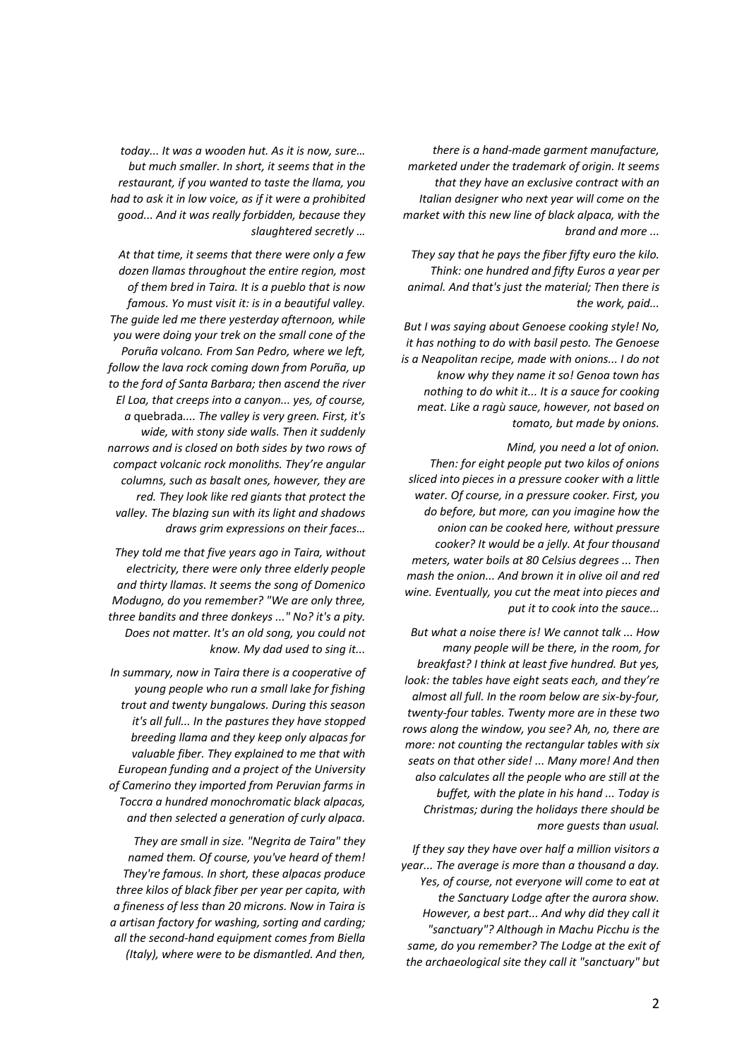*today... It was a wooden hut. As it is now, sure… but much smaller. In short, it seems that in the restaurant, if you wanted to taste the llama, you had to ask it in low voice, as if it were a prohibited good... And it was really forbidden, because they slaughtered secretly …*

*At that time, it seems that there were only a few dozen llamas throughout the entire region, most of them bred in Taira. It is a pueblo that is now famous. Yo must visit it: is in a beautiful valley. The guide led me there yesterday afternoon, while you were doing your trek on the small cone of the Poruña volcano. From San Pedro, where we left, follow the lava rock coming down from Poruña, up to the ford of Santa Barbara; then ascend the river El Loa, that creeps into a canyon... yes, of course, a* quebrada*.... The valley is very green. First, it's wide, with stony side walls. Then it suddenly narrows and is closed on both sides by two rows of compact volcanic rock monoliths. They're angular columns, such as basalt ones, however, they are red. They look like red giants that protect the valley. The blazing sun with its light and shadows draws grim expressions on their faces…*

*They told me that five years ago in Taira, without electricity, there were only three elderly people and thirty llamas. It seems the song of Domenico Modugno, do you remember? "We are only three, three bandits and three donkeys ..." No? it's a pity. Does not matter. It's an old song, you could not know. My dad used to sing it...*

*In summary, now in Taira there is a cooperative of young people who run a small lake for fishing trout and twenty bungalows. During this season it's all full... In the pastures they have stopped breeding llama and they keep only alpacas for valuable fiber. They explained to me that with European funding and a project of the University of Camerino they imported from Peruvian farms in Toccra a hundred monochromatic black alpacas, and then selected a generation of curly alpaca.*

*They are small in size. "Negrita de Taira" they named them. Of course, you've heard of them! They're famous. In short, these alpacas produce three kilos of black fiber per year per capita, with a fineness of less than 20 microns. Now in Taira is a artisan factory for washing, sorting and carding; all the second-hand equipment comes from Biella (Italy), where were to be dismantled. And then, there is a hand-made garment manufacture, marketed under the trademark of origin. It seems that they have an exclusive contract with an Italian designer who next year will come on the market with this new line of black alpaca, with the brand and more ...*

*They say that he pays the fiber fifty euro the kilo. Think: one hundred and fifty Euros a year per animal. And that's just the material; Then there is the work, paid...*

*But I was saying about Genoese cooking style! No, it has nothing to do with basil pesto. The Genoese is a Neapolitan recipe, made with onions... I do not know why they name it so! Genoa town has nothing to do whit it... It is a sauce for cooking meat. Like a ragù sauce, however, not based on tomato, but made by onions.*

*Mind, you need a lot of onion.*

*Then: for eight people put two kilos of onions sliced into pieces in a pressure cooker with a little water. Of course, in a pressure cooker. First, you do before, but more, can you imagine how the onion can be cooked here, without pressure cooker? It would be a jelly. At four thousand meters, water boils at 80 Celsius degrees ... Then mash the onion... And brown it in olive oil and red wine. Eventually, you cut the meat into pieces and put it to cook into the sauce...*

*But what a noise there is! We cannot talk ... How many people will be there, in the room, for breakfast? I think at least five hundred. But yes, look: the tables have eight seats each, and they're almost all full. In the room below are six-by-four, twenty-four tables. Twenty more are in these two rows along the window, you see? Ah, no, there are more: not counting the rectangular tables with six seats on that other side! ... Many more! And then also calculates all the people who are still at the buffet, with the plate in his hand ... Today is Christmas; during the holidays there should be more guests than usual.*

*If they say they have over half a million visitors a year... The average is more than a thousand a day. Yes, of course, not everyone will come to eat at the Sanctuary Lodge after the aurora show. However, a best part... And why did they call it "sanctuary"? Although in Machu Picchu is the same, do you remember? The Lodge at the exit of the archaeological site they call it "sanctuary" but*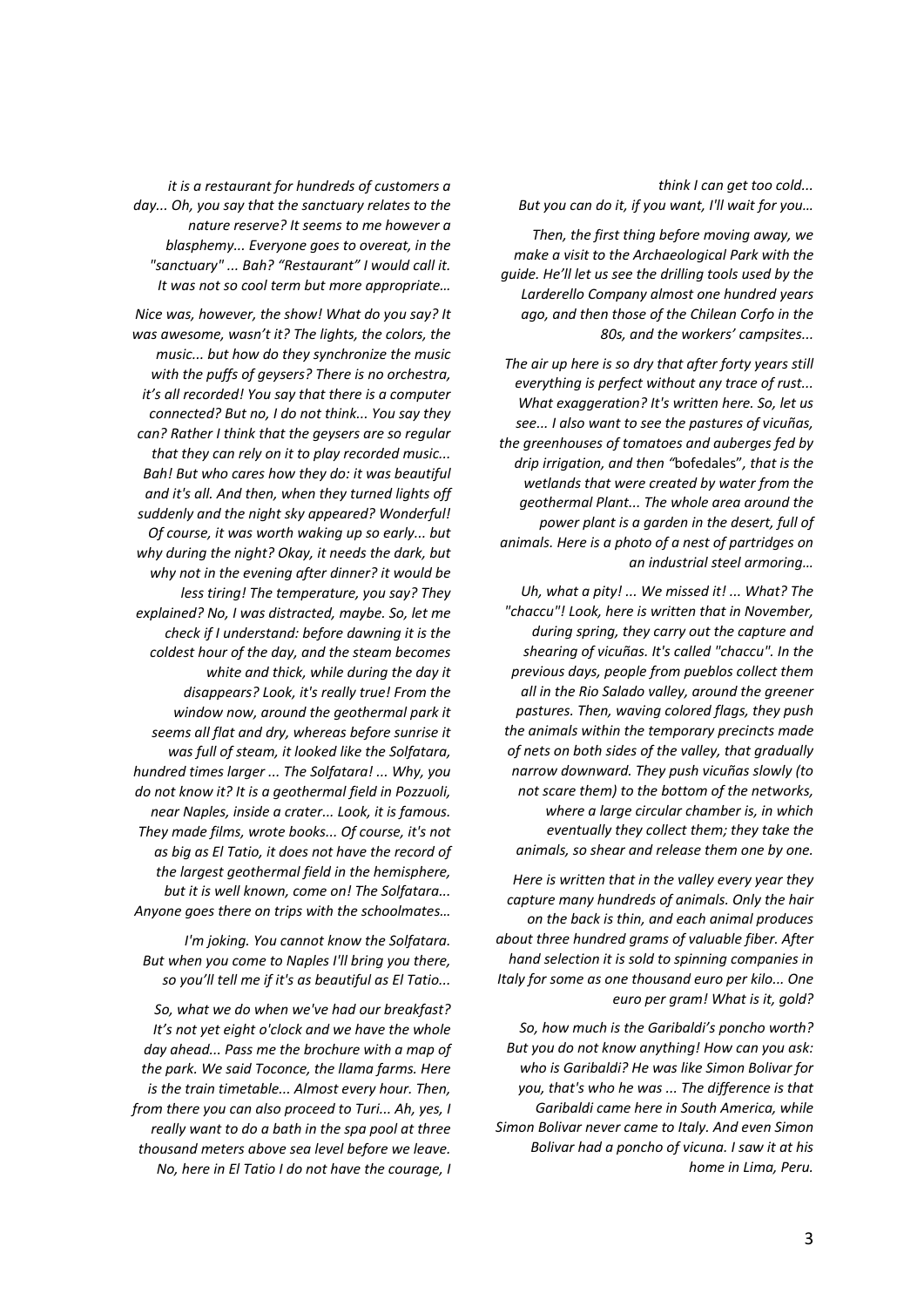*it is a restaurant for hundreds of customers a day... Oh, you say that the sanctuary relates to the nature reserve? It seems to me however a blasphemy... Everyone goes to overeat, in the "sanctuary" ... Bah? "Restaurant" I would call it. It was not so cool term but more appropriate…*

*Nice was, however, the show! What do you say? It was awesome, wasn't it? The lights, the colors, the music... but how do they synchronize the music with the puffs of geysers? There is no orchestra, it's all recorded! You say that there is a computer connected? But no, I do not think... You say they can? Rather I think that the geysers are so regular that they can rely on it to play recorded music... Bah! But who cares how they do: it was beautiful and it's all. And then, when they turned lights off suddenly and the night sky appeared? Wonderful! Of course, it was worth waking up so early... but why during the night? Okay, it needs the dark, but why not in the evening after dinner? it would be less tiring! The temperature, you say? They explained? No, I was distracted, maybe. So, let me check if I understand: before dawning it is the coldest hour of the day, and the steam becomes white and thick, while during the day it disappears? Look, it's really true! From the window now, around the geothermal park it seems all flat and dry, whereas before sunrise it was full of steam, it looked like the Solfatara, hundred times larger ... The Solfatara! ... Why, you do not know it? It is a geothermal field in Pozzuoli, near Naples, inside a crater... Look, it is famous. They made films, wrote books... Of course, it's not as big as El Tatio, it does not have the record of the largest geothermal field in the hemisphere, but it is well known, come on! The Solfatara... Anyone goes there on trips with the schoolmates…*

*I'm joking. You cannot know the Solfatara. But when you come to Naples I'll bring you there, so you'll tell me if it's as beautiful as El Tatio...*

*So, what we do when we've had our breakfast? It's not yet eight o'clock and we have the whole day ahead... Pass me the brochure with a map of the park. We said Toconce, the llama farms. Here is the train timetable... Almost every hour. Then, from there you can also proceed to Turi... Ah, yes, I really want to do a bath in the spa pool at three thousand meters above sea level before we leave. No, here in El Tatio I do not have the courage, I think I can get too cold... But you can do it, if you want, I'll wait for you…*

*Then, the first thing before moving away, we make a visit to the Archaeological Park with the guide. He'll let us see the drilling tools used by the Larderello Company almost one hundred years ago, and then those of the Chilean Corfo in the 80s, and the workers' campsites...*

*The air up here is so dry that after forty years still everything is perfect without any trace of rust... What exaggeration? It's written here. So, let us see... I also want to see the pastures of vicuñas, the greenhouses of tomatoes and auberges fed by drip irrigation, and then "*bofedales*", that is the wetlands that were created by water from the geothermal Plant... The whole area around the power plant is a garden in the desert, full of animals. Here is a photo of a nest of partridges on an industrial steel armoring…*

*Uh, what a pity! ... We missed it! ... What? The "chaccu"! Look, here is written that in November, during spring, they carry out the capture and shearing of vicuñas. It's called "chaccu". In the previous days, people from pueblos collect them all in the Rio Salado valley, around the greener pastures. Then, waving colored flags, they push the animals within the temporary precincts made of nets on both sides of the valley, that gradually narrow downward. They push vicuñas slowly (to not scare them) to the bottom of the networks, where a large circular chamber is, in which eventually they collect them; they take the animals, so shear and release them one by one.*

*Here is written that in the valley every year they capture many hundreds of animals. Only the hair on the back is thin, and each animal produces about three hundred grams of valuable fiber. After hand selection it is sold to spinning companies in Italy for some as one thousand euro per kilo... One euro per gram! What is it, gold?*

*So, how much is the Garibaldi's poncho worth? But you do not know anything! How can you ask: who is Garibaldi? He was like Simon Bolivar for you, that's who he was ... The difference is that Garibaldi came here in South America, while Simon Bolivar never came to Italy. And even Simon Bolivar had a poncho of vicuna. I saw it at his home in Lima, Peru.*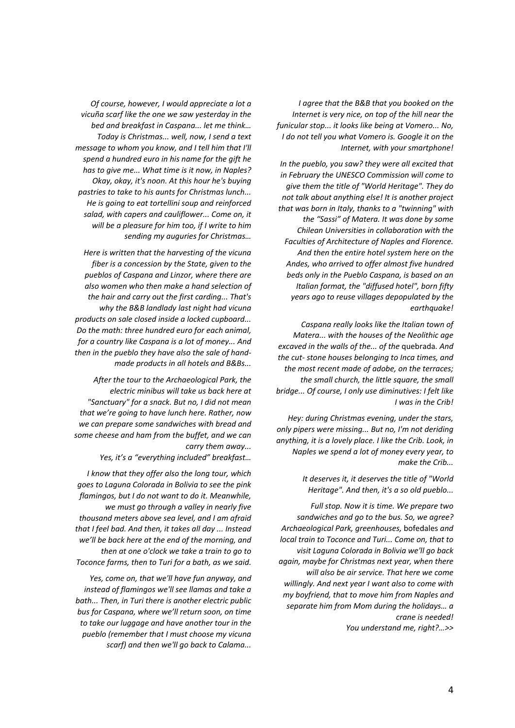*Of course, however, I would appreciate a lot a vicuña scarf like the one we saw yesterday in the bed and breakfast in Caspana... let me think… Today is Christmas... well, now, I send a text message to whom you know, and I tell him that I'll spend a hundred euro in his name for the gift he has to give me... What time is it now, in Naples? Okay, okay, it's noon. At this hour he's buying pastries to take to his aunts for Christmas lunch... He is going to eat tortellini soup and reinforced salad, with capers and cauliflower... Come on, it will be a pleasure for him too, if I write to him sending my auguries for Christmas…*

*Here is written that the harvesting of the vicuna fiber is a concession by the State, given to the pueblos of Caspana and Linzor, where there are also women who then make a hand selection of the hair and carry out the first carding... That's why the B&B landlady last night had vicuna products on sale closed inside a locked cupboard... Do the math: three hundred euro for each animal, for a country like Caspana is a lot of money... And then in the pueblo they have also the sale of hand-made products in all hotels and B&Bs...*

*After the tour to the Archaeological Park, the electric minibus will take us back here at "Sanctuary" for a snack. But no, I did not mean that we're going to have lunch here. Rather, now we can prepare some sandwiches with bread and some cheese and ham from the buffet, and we can carry them away...*
*Yes, it's a "everything included" breakfast…*

*I know that they offer also the long tour, which goes to Laguna Colorada in Bolivia to see the pink flamingos, but I do not want to do it. Meanwhile, we must go through a valley in nearly five thousand meters above sea level, and I am afraid that I feel bad. And then, it takes all day ... Instead we'll be back here at the end of the morning, and then at one o'clock we take a train to go to Toconce farms, then to Turi for a bath, as we said.*

*Yes, come on, that we'll have fun anyway, and instead of flamingos we'll see llamas and take a bath... Then, in Turi there is another electric public bus for Caspana, where we'll return soon, on time to take our luggage and have another tour in the pueblo (remember that I must choose my vicuna scarf) and then we'll go back to Calama...*

*I agree that the B&B that you booked on the Internet is very nice, on top of the hill near the funicular stop... it looks like being at Vomero... No, I do not tell you what Vomero is. Google it on the Internet, with your smartphone!*

*In the pueblo, you saw? they were all excited that in February the UNESCO Commission will come to give them the title of "World Heritage". They do not talk about anything else! It is another project that was born in Italy, thanks to a "twinning" with the "Sassi" of Matera. It was done by some Chilean Universities in collaboration with the Faculties of Architecture of Naples and Florence. And then the entire hotel system here on the Andes, who arrived to offer almost five hundred beds only in the Pueblo Caspana, is based on an Italian format, the "diffused hotel", born fifty years ago to reuse villages depopulated by the earthquake!*

*Caspana really looks like the Italian town of Matera... with the houses of the Neolithic age excaved in the walls of the... of the* quebrada. *And the cut- stone houses belonging to Inca times, and the most recent made of adobe, on the terraces; the small church, the little square, the small bridge... Of course, I only use diminutives: I felt like I was in the Crib!*

*Hey: during Christmas evening, under the stars, only pipers were missing... But no, I'm not deriding anything, it is a lovely place. I like the Crib. Look, in Naples we spend a lot of money every year, to make the Crib...*

*It deserves it, it deserves the title of "World Heritage". And then, it's a so old pueblo...*

*Full stop. Now it is time. We prepare two sandwiches and go to the bus. So, we agree? Archaeological Park, greenhouses,* bofedales *and local train to Toconce and Turi... Come on, that to visit Laguna Colorada in Bolivia we'll go back again, maybe for Christmas next year, when there will also be air service. That here we come willingly. And next year I want also to come with my boyfriend, that to move him from Naples and separate him from Mom during the holidays… a crane is needed!*
*You understand me, right?…>>*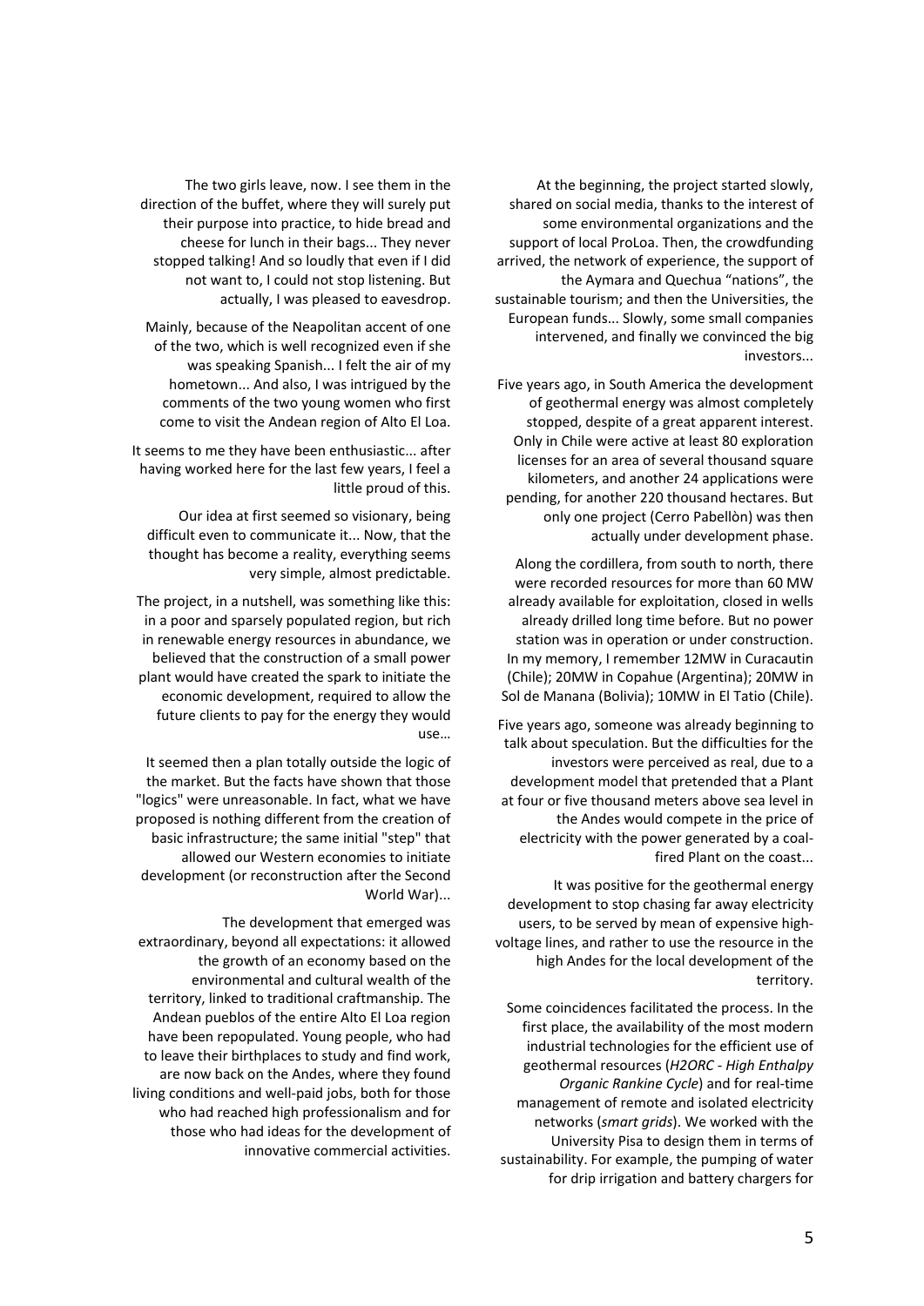The two girls leave, now. I see them in the direction of the buffet, where they will surely put their purpose into practice, to hide bread and cheese for lunch in their bags... They never stopped talking! And so loudly that even if I did not want to, I could not stop listening. But actually, I was pleased to eavesdrop.

Mainly, because of the Neapolitan accent of one of the two, which is well recognized even if she was speaking Spanish... I felt the air of my hometown... And also, I was intrigued by the comments of the two young women who first come to visit the Andean region of Alto El Loa.

It seems to me they have been enthusiastic... after having worked here for the last few years, I feel a little proud of this.

Our idea at first seemed so visionary, being difficult even to communicate it... Now, that the thought has become a reality, everything seems very simple, almost predictable.

The project, in a nutshell, was something like this: in a poor and sparsely populated region, but rich in renewable energy resources in abundance, we believed that the construction of a small power plant would have created the spark to initiate the economic development, required to allow the future clients to pay for the energy they would use…

It seemed then a plan totally outside the logic of the market. But the facts have shown that those "logics" were unreasonable. In fact, what we have proposed is nothing different from the creation of basic infrastructure; the same initial "step" that allowed our Western economies to initiate development (or reconstruction after the Second World War)...

The development that emerged was extraordinary, beyond all expectations: it allowed the growth of an economy based on the environmental and cultural wealth of the territory, linked to traditional craftmanship. The Andean pueblos of the entire Alto El Loa region have been repopulated. Young people, who had to leave their birthplaces to study and find work, are now back on the Andes, where they found living conditions and well-paid jobs, both for those who had reached high professionalism and for those who had ideas for the development of innovative commercial activities.

At the beginning, the project started slowly, shared on social media, thanks to the interest of some environmental organizations and the support of local ProLoa. Then, the crowdfunding arrived, the network of experience, the support of the Aymara and Quechua "nations", the sustainable tourism; and then the Universities, the European funds... Slowly, some small companies intervened, and finally we convinced the big investors...

Five years ago, in South America the development of geothermal energy was almost completely stopped, despite of a great apparent interest. Only in Chile were active at least 80 exploration licenses for an area of several thousand square kilometers, and another 24 applications were pending, for another 220 thousand hectares. But only one project (Cerro Pabellòn) was then actually under development phase.

Along the cordillera, from south to north, there were recorded resources for more than 60 MW already available for exploitation, closed in wells already drilled long time before. But no power station was in operation or under construction. In my memory, I remember 12MW in Curacautin (Chile); 20MW in Copahue (Argentina); 20MW in Sol de Manana (Bolivia); 10MW in El Tatio (Chile).

Five years ago, someone was already beginning to talk about speculation. But the difficulties for the investors were perceived as real, due to a development model that pretended that a Plant at four or five thousand meters above sea level in the Andes would compete in the price of electricity with the power generated by a coal-fired Plant on the coast...

It was positive for the geothermal energy development to stop chasing far away electricity users, to be served by mean of expensive high-voltage lines, and rather to use the resource in the high Andes for the local development of the territory.

Some coincidences facilitated the process. In the first place, the availability of the most modern industrial technologies for the efficient use of geothermal resources (*H2ORC - High Enthalpy Organic Rankine Cycle*) and for real-time management of remote and isolated electricity networks (*smart grids*). We worked with the University Pisa to design them in terms of sustainability. For example, the pumping of water for drip irrigation and battery chargers for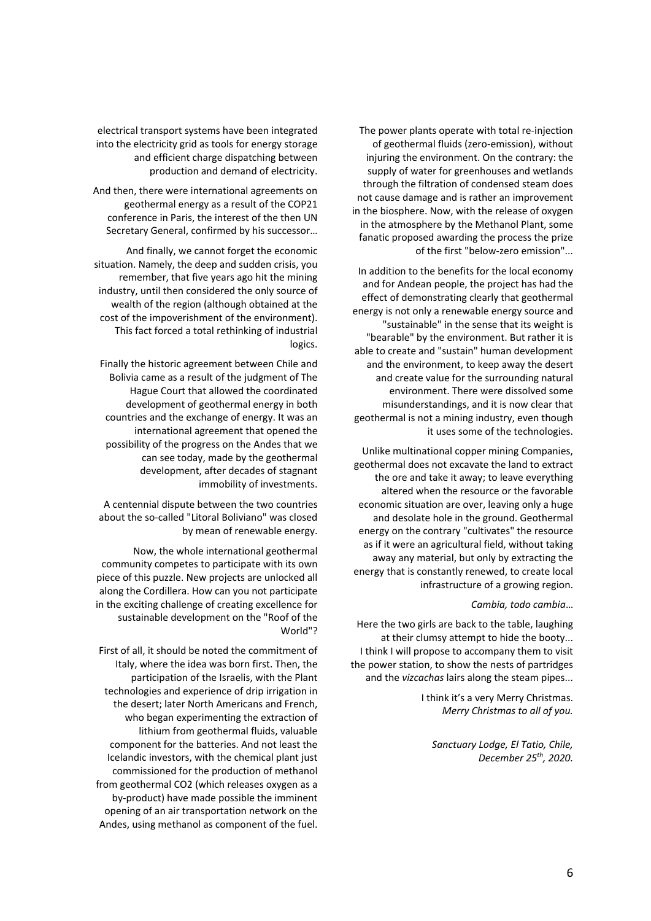electrical transport systems have been integrated into the electricity grid as tools for energy storage and efficient charge dispatching between production and demand of electricity.

And then, there were international agreements on geothermal energy as a result of the COP21 conference in Paris, the interest of the then UN Secretary General, confirmed by his successor…

And finally, we cannot forget the economic situation. Namely, the deep and sudden crisis, you remember, that five years ago hit the mining industry, until then considered the only source of wealth of the region (although obtained at the cost of the impoverishment of the environment). This fact forced a total rethinking of industrial logics.

Finally the historic agreement between Chile and Bolivia came as a result of the judgment of The Hague Court that allowed the coordinated development of geothermal energy in both countries and the exchange of energy. It was an international agreement that opened the possibility of the progress on the Andes that we can see today, made by the geothermal development, after decades of stagnant immobility of investments.

A centennial dispute between the two countries about the so-called "Litoral Boliviano" was closed by mean of renewable energy.

Now, the whole international geothermal community competes to participate with its own piece of this puzzle. New projects are unlocked all along the Cordillera. How can you not participate in the exciting challenge of creating excellence for sustainable development on the "Roof of the World"?

First of all, it should be noted the commitment of Italy, where the idea was born first. Then, the participation of the Israelis, with the Plant technologies and experience of drip irrigation in the desert; later North Americans and French, who began experimenting the extraction of lithium from geothermal fluids, valuable component for the batteries. And not least the Icelandic investors, with the chemical plant just commissioned for the production of methanol from geothermal CO2 (which releases oxygen as a by-product) have made possible the imminent opening of an air transportation network on the Andes, using methanol as component of the fuel.

The power plants operate with total re-injection of geothermal fluids (zero-emission), without injuring the environment. On the contrary: the supply of water for greenhouses and wetlands through the filtration of condensed steam does not cause damage and is rather an improvement in the biosphere. Now, with the release of oxygen in the atmosphere by the Methanol Plant, some fanatic proposed awarding the process the prize of the first "below-zero emission"...

In addition to the benefits for the local economy and for Andean people, the project has had the effect of demonstrating clearly that geothermal energy is not only a renewable energy source and "sustainable" in the sense that its weight is "bearable" by the environment. But rather it is able to create and "sustain" human development and the environment, to keep away the desert and create value for the surrounding natural environment. There were dissolved some misunderstandings, and it is now clear that geothermal is not a mining industry, even though it uses some of the technologies.

Unlike multinational copper mining Companies, geothermal does not excavate the land to extract the ore and take it away; to leave everything altered when the resource or the favorable economic situation are over, leaving only a huge and desolate hole in the ground. Geothermal energy on the contrary "cultivates" the resource as if it were an agricultural field, without taking away any material, but only by extracting the energy that is constantly renewed, to create local infrastructure of a growing region.

*Cambia, todo cambia*…

Here the two girls are back to the table, laughing at their clumsy attempt to hide the booty... I think I will propose to accompany them to visit the power station, to show the nests of partridges and the *vizcachas* lairs along the steam pipes...

I think it's a very Merry Christmas.
*Merry Christmas to all of you.*

*Sanctuary Lodge, El Tatio, Chile, December 25th, 2020.*